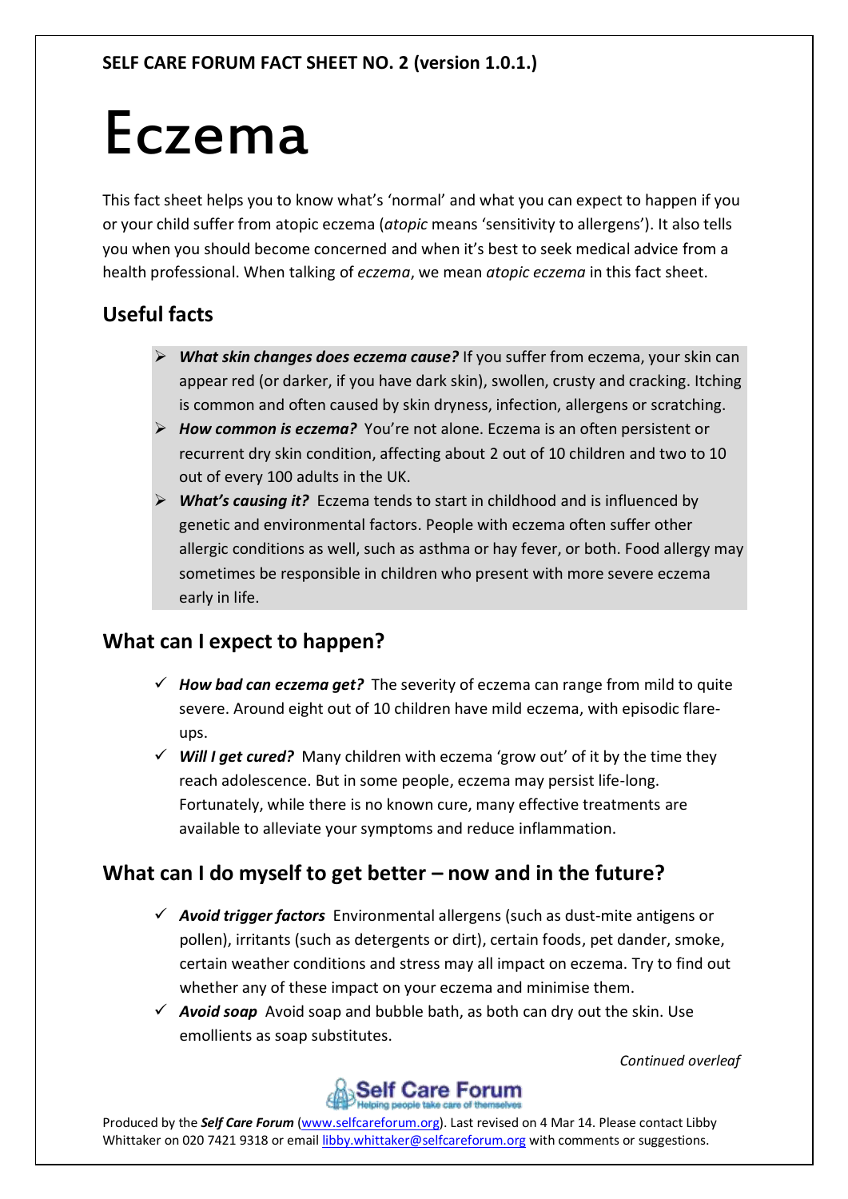**SELF CARE FORUM FACT SHEET NO. 2 (version 1.0.1.)**

# Eczema

This fact sheet helps you to know what's 'normal' and what you can expect to happen if you or your child suffer from atopic eczema (*atopic* means 'sensitivity to allergens'). It also tells you when you should become concerned and when it's best to seek medical advice from a health professional. When talking of *eczema*, we mean *atopic eczema* in this fact sheet.

## Useful facts

- ***What skin changes does eczema cause?*** If you suffer from eczema, your skin can appear red (or darker, if you have dark skin), swollen, crusty and cracking. Itching is common and often caused by skin dryness, infection, allergens or scratching.
- ***How common is eczema?*** You're not alone. Eczema is an often persistent or recurrent dry skin condition, affecting about 2 out of 10 children and two to 10 out of every 100 adults in the UK.
- ***What's causing it?*** Eczema tends to start in childhood and is influenced by genetic and environmental factors. People with eczema often suffer other allergic conditions as well, such as asthma or hay fever, or both. Food allergy may sometimes be responsible in children who present with more severe eczema early in life.

## What can I expect to happen?

- ✓ ***How bad can eczema get?*** The severity of eczema can range from mild to quite severe. Around eight out of 10 children have mild eczema, with episodic flare-ups.
- ✓ ***Will I get cured?*** Many children with eczema 'grow out' of it by the time they reach adolescence. But in some people, eczema may persist life-long. Fortunately, while there is no known cure, many effective treatments are available to alleviate your symptoms and reduce inflammation.

## What can I do myself to get better – now and in the future?

- ✓ ***Avoid trigger factors*** Environmental allergens (such as dust-mite antigens or pollen), irritants (such as detergents or dirt), certain foods, pet dander, smoke, certain weather conditions and stress may all impact on eczema. Try to find out whether any of these impact on your eczema and minimise them.
- ✓ ***Avoid soap*** Avoid soap and bubble bath, as both can dry out the skin. Use emollients as soap substitutes.

*Continued overleaf*

Produced by the ***Self Care Forum*** (www.selfcareforum.org). Last revised on 4 Mar 14. Please contact Libby Whittaker on 020 7421 9318 or email libby.whittaker@selfcareforum.org with comments or suggestions.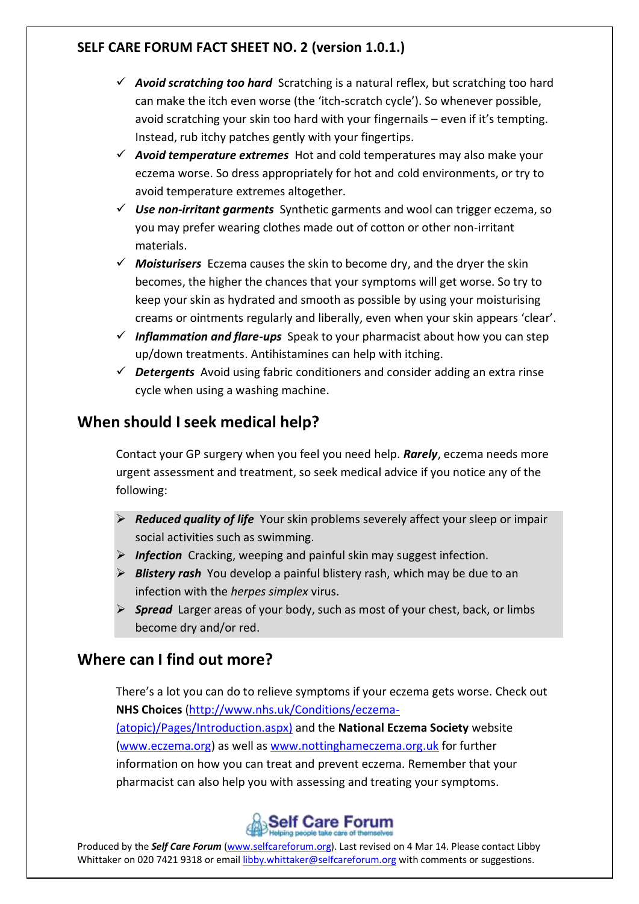SELF CARE FORUM FACT SHEET NO. 2 (version 1.0.1.)

- ✓ ***Avoid scratching too hard*** Scratching is a natural reflex, but scratching too hard can make the itch even worse (the 'itch-scratch cycle'). So whenever possible, avoid scratching your skin too hard with your fingernails – even if it's tempting. Instead, rub itchy patches gently with your fingertips.
- ✓ ***Avoid temperature extremes*** Hot and cold temperatures may also make your eczema worse. So dress appropriately for hot and cold environments, or try to avoid temperature extremes altogether.
- ✓ ***Use non-irritant garments*** Synthetic garments and wool can trigger eczema, so you may prefer wearing clothes made out of cotton or other non-irritant materials.
- ✓ ***Moisturisers*** Eczema causes the skin to become dry, and the dryer the skin becomes, the higher the chances that your symptoms will get worse. So try to keep your skin as hydrated and smooth as possible by using your moisturising creams or ointments regularly and liberally, even when your skin appears 'clear'.
- ✓ ***Inflammation and flare-ups*** Speak to your pharmacist about how you can step up/down treatments. Antihistamines can help with itching.
- ✓ ***Detergents*** Avoid using fabric conditioners and consider adding an extra rinse cycle when using a washing machine.

## When should I seek medical help?

Contact your GP surgery when you feel you need help. ***Rarely***, eczema needs more urgent assessment and treatment, so seek medical advice if you notice any of the following:

- ***Reduced quality of life*** Your skin problems severely affect your sleep or impair social activities such as swimming.
- ***Infection*** Cracking, weeping and painful skin may suggest infection.
- ***Blistery rash*** You develop a painful blistery rash, which may be due to an infection with the *herpes simplex* virus.
- ***Spread*** Larger areas of your body, such as most of your chest, back, or limbs become dry and/or red.

## Where can I find out more?

There's a lot you can do to relieve symptoms if your eczema gets worse. Check out **NHS Choices** (http://www.nhs.uk/Conditions/eczema-(atopic)/Pages/Introduction.aspx) and the **National Eczema Society** website (www.eczema.org) as well as www.nottinghameczema.org.uk for further information on how you can treat and prevent eczema. Remember that your pharmacist can also help you with assessing and treating your symptoms.

Self Care Forum
Helping people take care of themselves

Produced by the ***Self Care Forum*** (www.selfcareforum.org). Last revised on 4 Mar 14. Please contact Libby Whittaker on 020 7421 9318 or email libby.whittaker@selfcareforum.org with comments or suggestions.